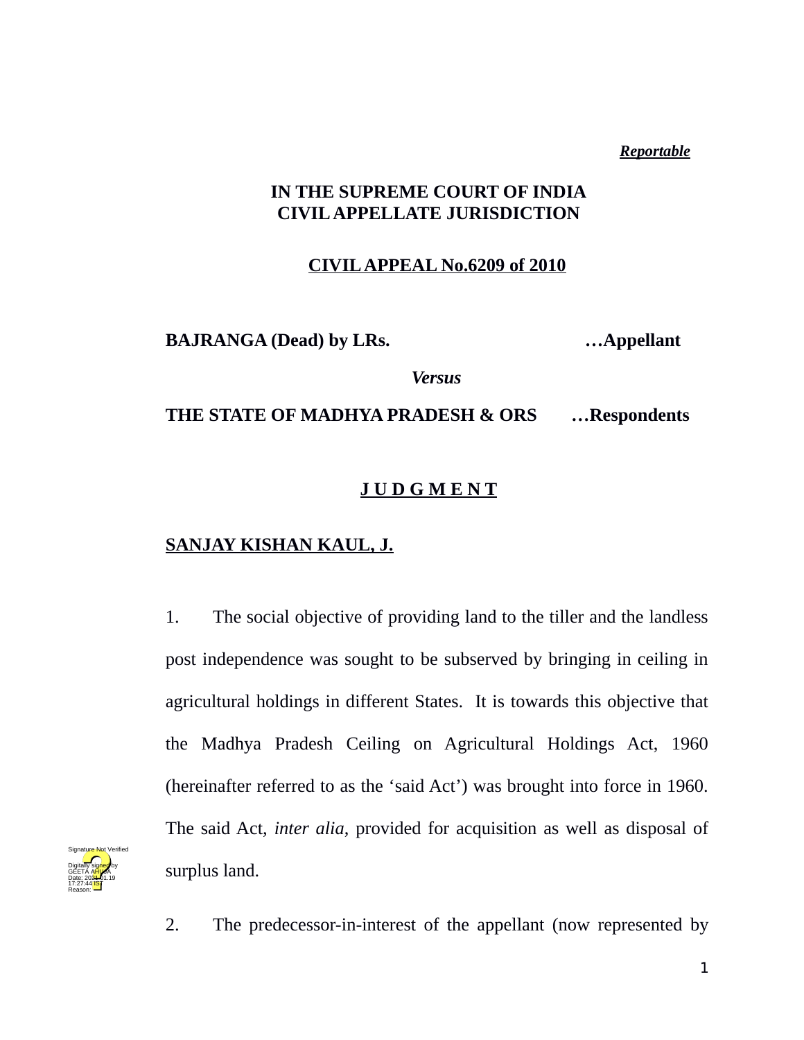*Reportable*

**IN THE SUPREME COURT OF INDIA**
**CIVIL APPELLATE JURISDICTION**

**CIVIL APPEAL No.6209 of 2010**

**BAJRANGA (Dead) by LRs. …Appellant**

***Versus***

**THE STATE OF MADHYA PRADESH & ORS …Respondents**

# J U D G M E N T

**SANJAY KISHAN KAUL, J.**

1. The social objective of providing land to the tiller and the landless post independence was sought to be subserved by bringing in ceiling in agricultural holdings in different States. It is towards this objective that the Madhya Pradesh Ceiling on Agricultural Holdings Act, 1960 (hereinafter referred to as the 'said Act') was brought into force in 1960. The said Act, *inter alia*, provided for acquisition as well as disposal of surplus land.

2. The predecessor-in-interest of the appellant (now represented by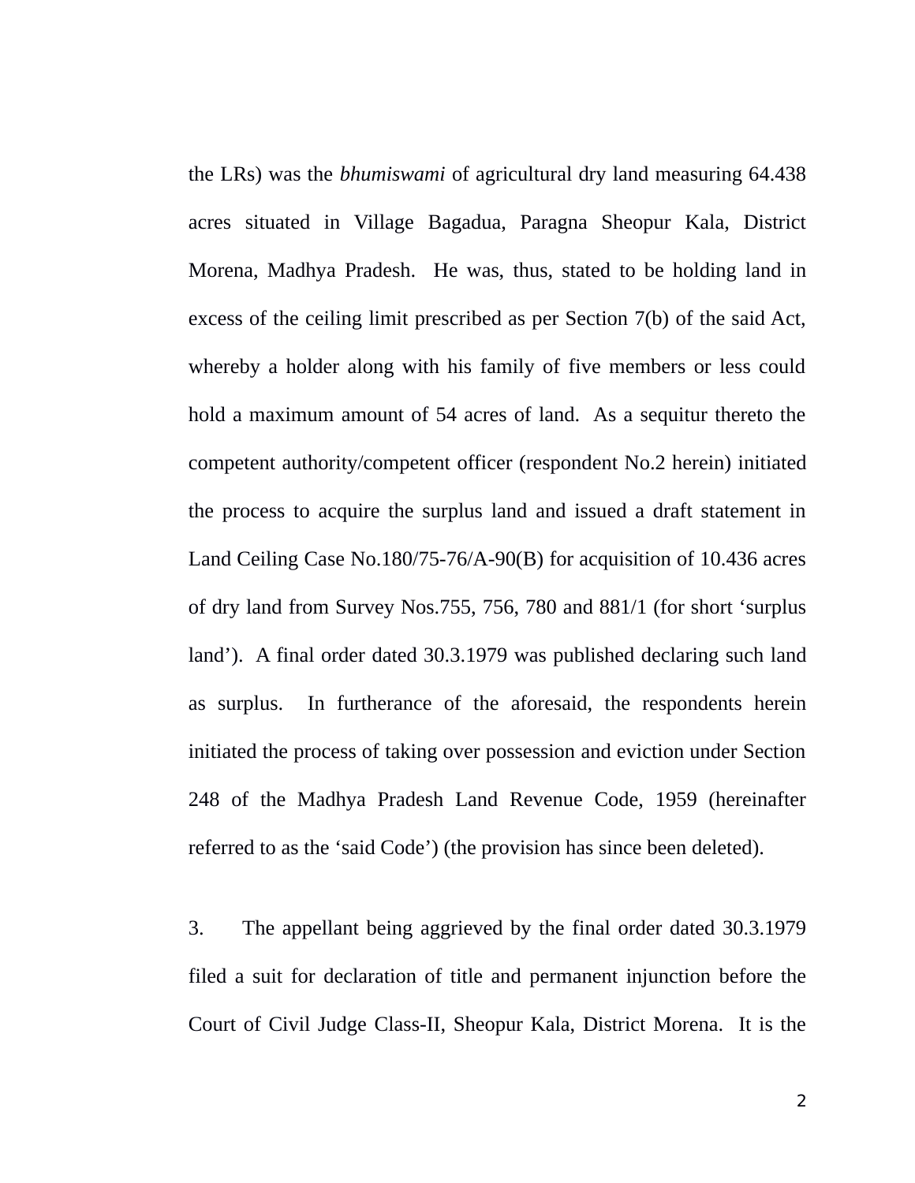the LRs) was the *bhumiswami* of agricultural dry land measuring 64.438 acres situated in Village Bagadua, Paragna Sheopur Kala, District Morena, Madhya Pradesh. He was, thus, stated to be holding land in excess of the ceiling limit prescribed as per Section 7(b) of the said Act, whereby a holder along with his family of five members or less could hold a maximum amount of 54 acres of land. As a sequitur thereto the competent authority/competent officer (respondent No.2 herein) initiated the process to acquire the surplus land and issued a draft statement in Land Ceiling Case No.180/75-76/A-90(B) for acquisition of 10.436 acres of dry land from Survey Nos.755, 756, 780 and 881/1 (for short 'surplus land'). A final order dated 30.3.1979 was published declaring such land as surplus. In furtherance of the aforesaid, the respondents herein initiated the process of taking over possession and eviction under Section 248 of the Madhya Pradesh Land Revenue Code, 1959 (hereinafter referred to as the 'said Code') (the provision has since been deleted).

3. The appellant being aggrieved by the final order dated 30.3.1979 filed a suit for declaration of title and permanent injunction before the Court of Civil Judge Class-II, Sheopur Kala, District Morena. It is the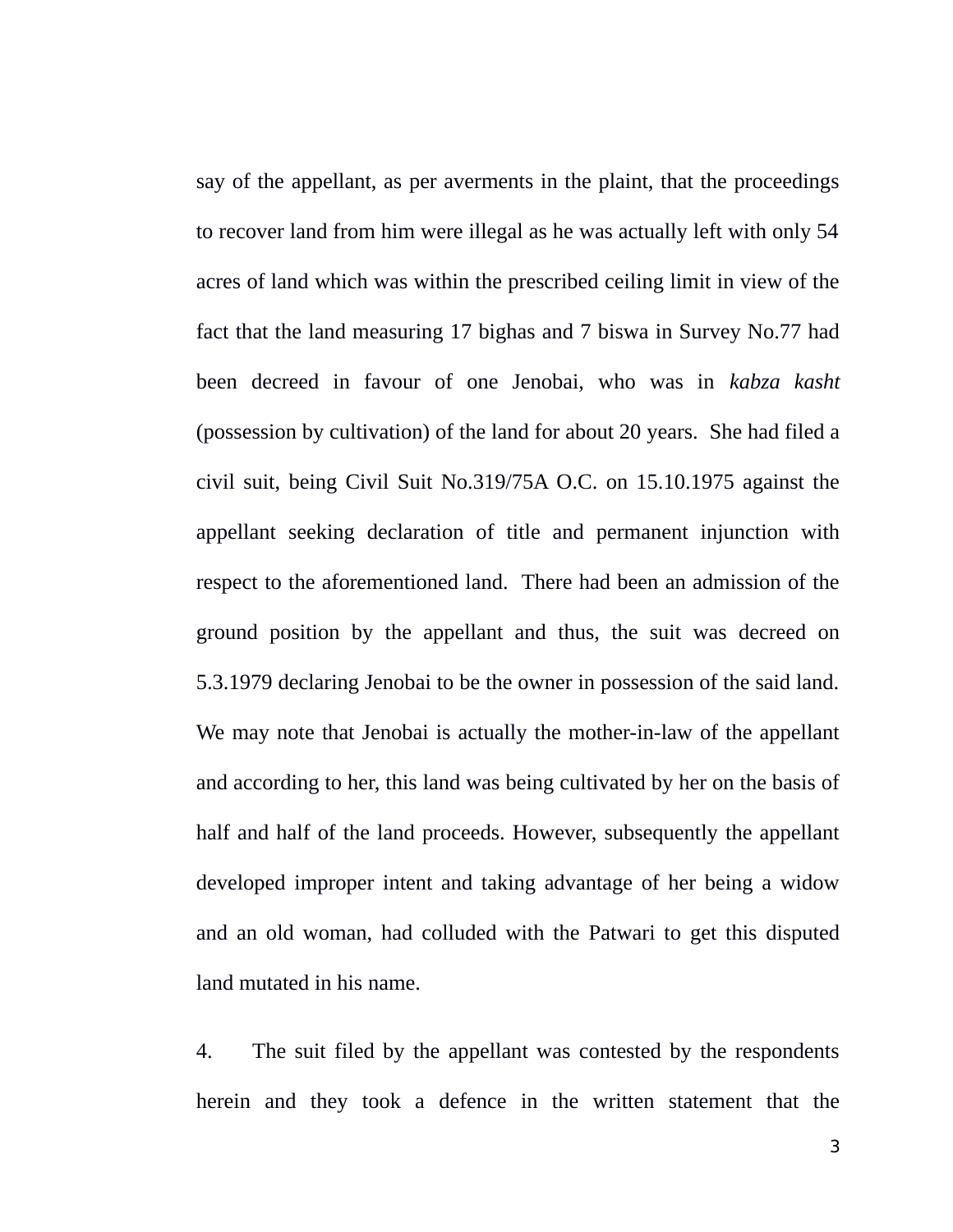say of the appellant, as per averments in the plaint, that the proceedings to recover land from him were illegal as he was actually left with only 54 acres of land which was within the prescribed ceiling limit in view of the fact that the land measuring 17 bighas and 7 biswa in Survey No.77 had been decreed in favour of one Jenobai, who was in *kabza kasht* (possession by cultivation) of the land for about 20 years. She had filed a civil suit, being Civil Suit No.319/75A O.C. on 15.10.1975 against the appellant seeking declaration of title and permanent injunction with respect to the aforementioned land. There had been an admission of the ground position by the appellant and thus, the suit was decreed on 5.3.1979 declaring Jenobai to be the owner in possession of the said land. We may note that Jenobai is actually the mother-in-law of the appellant and according to her, this land was being cultivated by her on the basis of half and half of the land proceeds. However, subsequently the appellant developed improper intent and taking advantage of her being a widow and an old woman, had colluded with the Patwari to get this disputed land mutated in his name.

4. The suit filed by the appellant was contested by the respondents herein and they took a defence in the written statement that the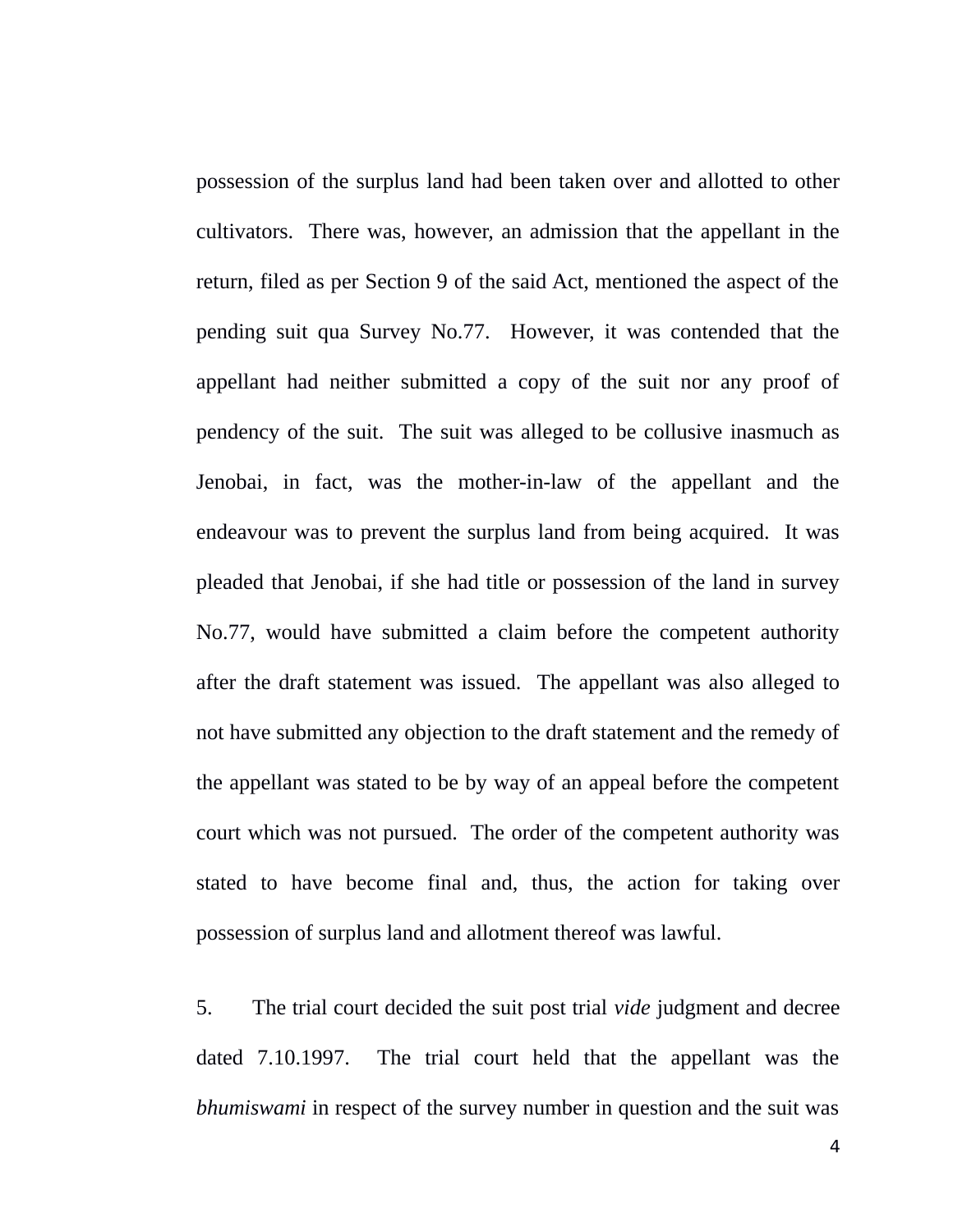possession of the surplus land had been taken over and allotted to other cultivators. There was, however, an admission that the appellant in the return, filed as per Section 9 of the said Act, mentioned the aspect of the pending suit qua Survey No.77. However, it was contended that the appellant had neither submitted a copy of the suit nor any proof of pendency of the suit. The suit was alleged to be collusive inasmuch as Jenobai, in fact, was the mother-in-law of the appellant and the endeavour was to prevent the surplus land from being acquired. It was pleaded that Jenobai, if she had title or possession of the land in survey No.77, would have submitted a claim before the competent authority after the draft statement was issued. The appellant was also alleged to not have submitted any objection to the draft statement and the remedy of the appellant was stated to be by way of an appeal before the competent court which was not pursued. The order of the competent authority was stated to have become final and, thus, the action for taking over possession of surplus land and allotment thereof was lawful.

5. The trial court decided the suit post trial *vide* judgment and decree dated 7.10.1997. The trial court held that the appellant was the *bhumiswami* in respect of the survey number in question and the suit was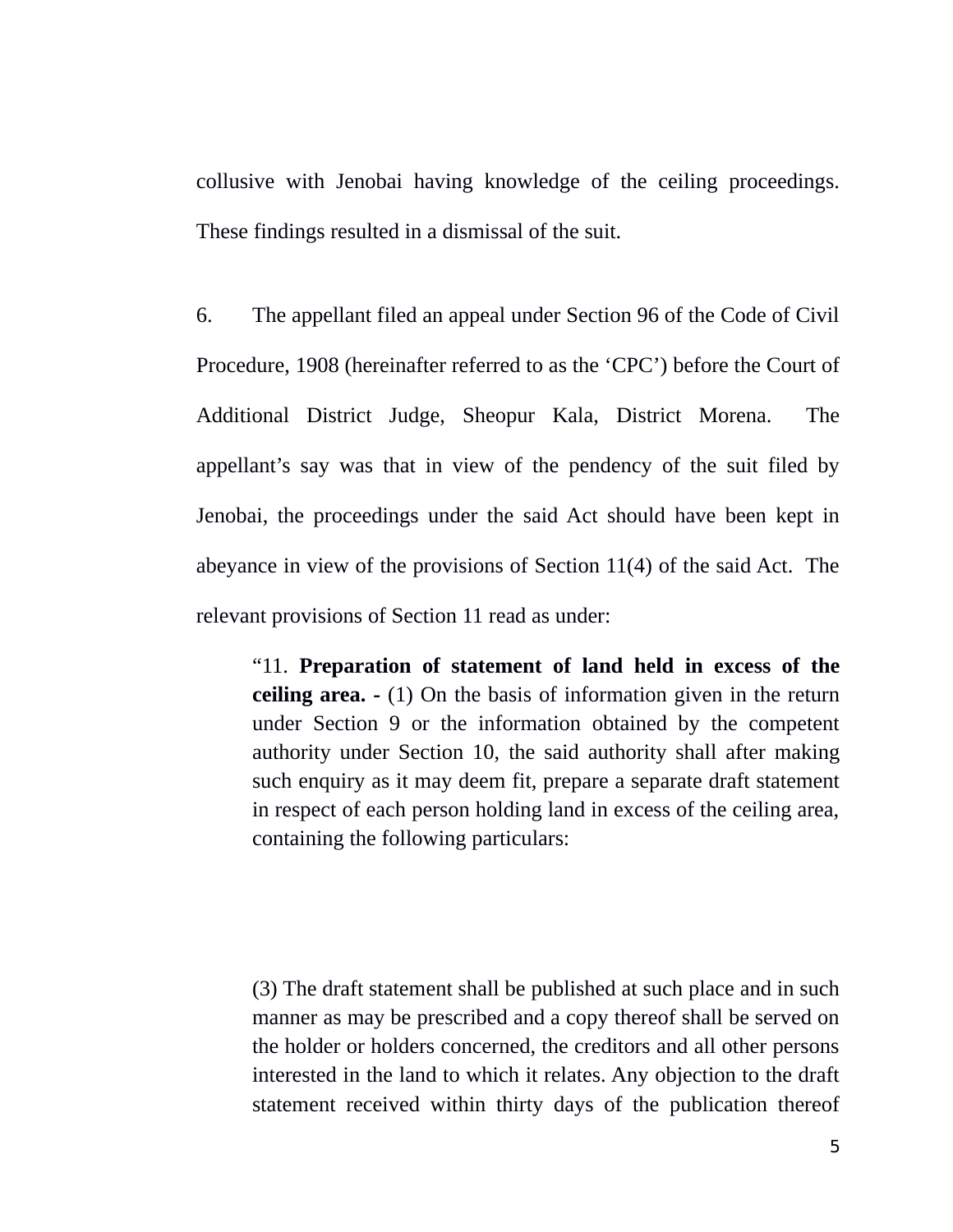collusive with Jenobai having knowledge of the ceiling proceedings. These findings resulted in a dismissal of the suit.

6. The appellant filed an appeal under Section 96 of the Code of Civil Procedure, 1908 (hereinafter referred to as the 'CPC') before the Court of Additional District Judge, Sheopur Kala, District Morena. The appellant's say was that in view of the pendency of the suit filed by Jenobai, the proceedings under the said Act should have been kept in abeyance in view of the provisions of Section 11(4) of the said Act. The relevant provisions of Section 11 read as under:

> "11. **Preparation of statement of land held in excess of the ceiling area. -** (1) On the basis of information given in the return under Section 9 or the information obtained by the competent authority under Section 10, the said authority shall after making such enquiry as it may deem fit, prepare a separate draft statement in respect of each person holding land in excess of the ceiling area, containing the following particulars:
>
> (3) The draft statement shall be published at such place and in such manner as may be prescribed and a copy thereof shall be served on the holder or holders concerned, the creditors and all other persons interested in the land to which it relates. Any objection to the draft statement received within thirty days of the publication thereof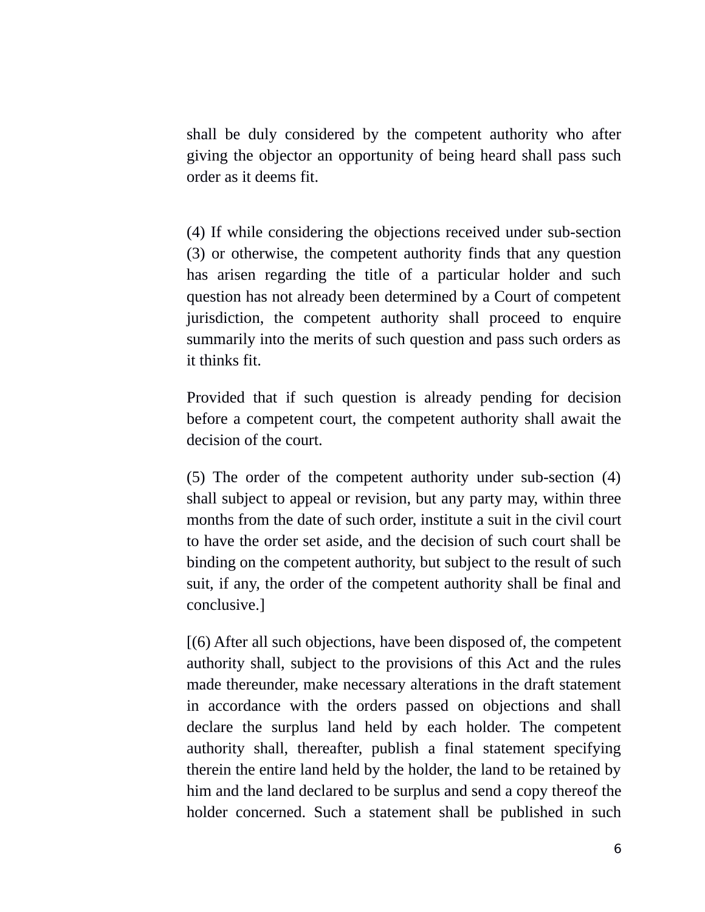shall be duly considered by the competent authority who after giving the objector an opportunity of being heard shall pass such order as it deems fit.

(4) If while considering the objections received under sub-section (3) or otherwise, the competent authority finds that any question has arisen regarding the title of a particular holder and such question has not already been determined by a Court of competent jurisdiction, the competent authority shall proceed to enquire summarily into the merits of such question and pass such orders as it thinks fit.

Provided that if such question is already pending for decision before a competent court, the competent authority shall await the decision of the court.

(5) The order of the competent authority under sub-section (4) shall subject to appeal or revision, but any party may, within three months from the date of such order, institute a suit in the civil court to have the order set aside, and the decision of such court shall be binding on the competent authority, but subject to the result of such suit, if any, the order of the competent authority shall be final and conclusive.]

[(6) After all such objections, have been disposed of, the competent authority shall, subject to the provisions of this Act and the rules made thereunder, make necessary alterations in the draft statement in accordance with the orders passed on objections and shall declare the surplus land held by each holder. The competent authority shall, thereafter, publish a final statement specifying therein the entire land held by the holder, the land to be retained by him and the land declared to be surplus and send a copy thereof the holder concerned. Such a statement shall be published in such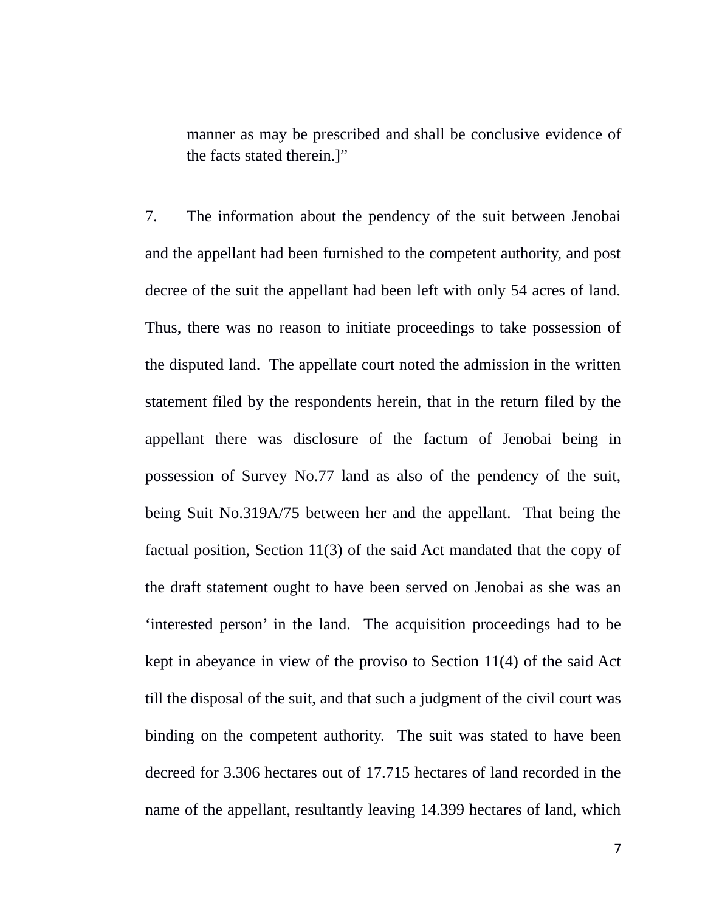> manner as may be prescribed and shall be conclusive evidence of the facts stated therein.]"

7. The information about the pendency of the suit between Jenobai and the appellant had been furnished to the competent authority, and post decree of the suit the appellant had been left with only 54 acres of land. Thus, there was no reason to initiate proceedings to take possession of the disputed land. The appellate court noted the admission in the written statement filed by the respondents herein, that in the return filed by the appellant there was disclosure of the factum of Jenobai being in possession of Survey No.77 land as also of the pendency of the suit, being Suit No.319A/75 between her and the appellant. That being the factual position, Section 11(3) of the said Act mandated that the copy of the draft statement ought to have been served on Jenobai as she was an 'interested person' in the land. The acquisition proceedings had to be kept in abeyance in view of the proviso to Section 11(4) of the said Act till the disposal of the suit, and that such a judgment of the civil court was binding on the competent authority. The suit was stated to have been decreed for 3.306 hectares out of 17.715 hectares of land recorded in the name of the appellant, resultantly leaving 14.399 hectares of land, which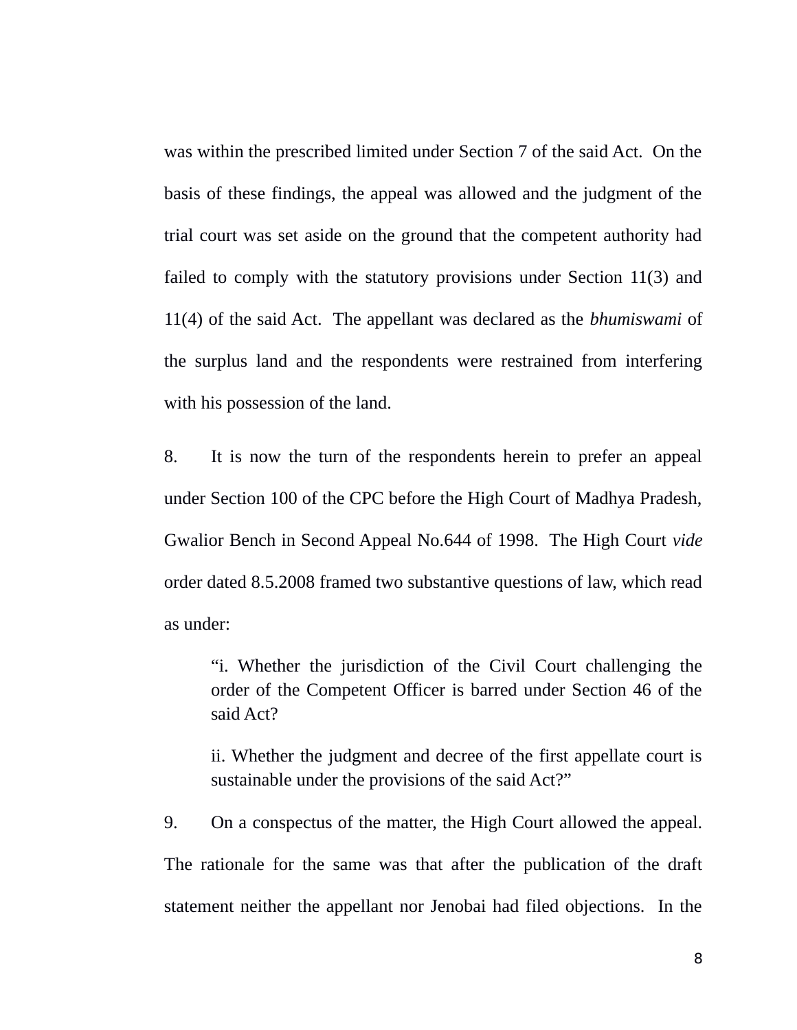was within the prescribed limited under Section 7 of the said Act. On the basis of these findings, the appeal was allowed and the judgment of the trial court was set aside on the ground that the competent authority had failed to comply with the statutory provisions under Section 11(3) and 11(4) of the said Act. The appellant was declared as the *bhumiswami* of the surplus land and the respondents were restrained from interfering with his possession of the land.

8. It is now the turn of the respondents herein to prefer an appeal under Section 100 of the CPC before the High Court of Madhya Pradesh, Gwalior Bench in Second Appeal No.644 of 1998. The High Court *vide* order dated 8.5.2008 framed two substantive questions of law, which read as under:

> "i. Whether the jurisdiction of the Civil Court challenging the order of the Competent Officer is barred under Section 46 of the said Act?
>
> ii. Whether the judgment and decree of the first appellate court is sustainable under the provisions of the said Act?"

9. On a conspectus of the matter, the High Court allowed the appeal. The rationale for the same was that after the publication of the draft statement neither the appellant nor Jenobai had filed objections. In the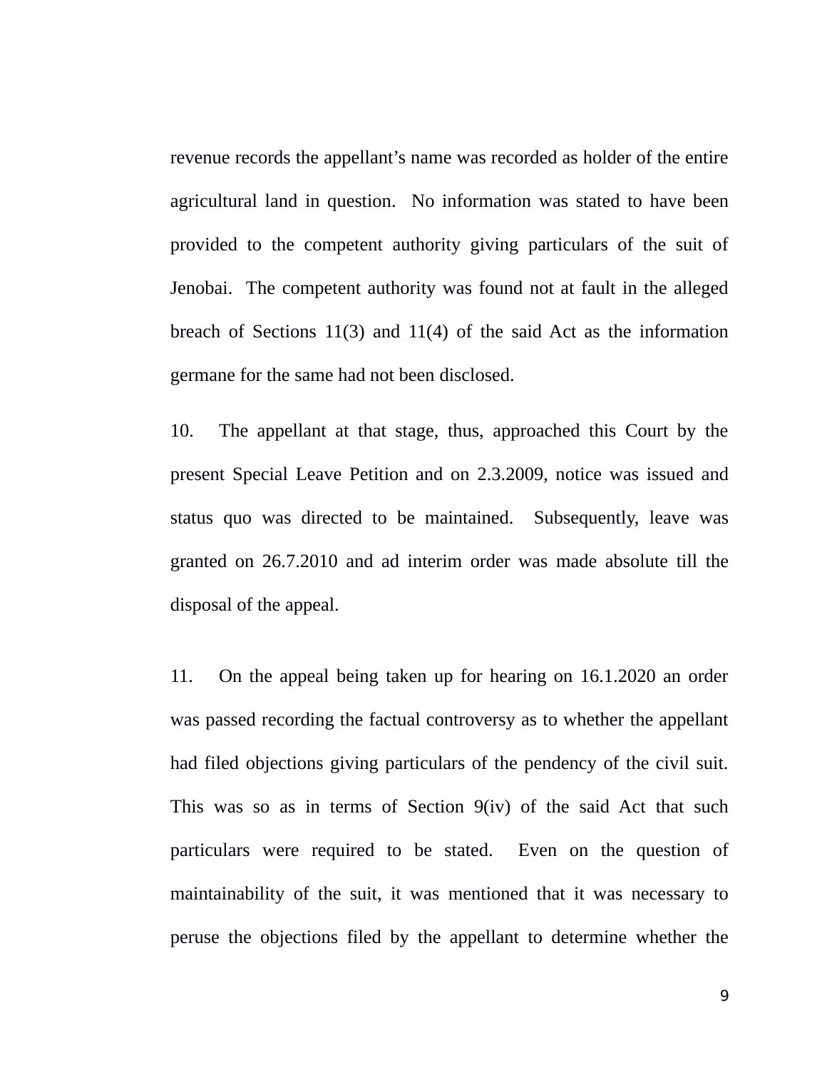revenue records the appellant's name was recorded as holder of the entire agricultural land in question. No information was stated to have been provided to the competent authority giving particulars of the suit of Jenobai. The competent authority was found not at fault in the alleged breach of Sections 11(3) and 11(4) of the said Act as the information germane for the same had not been disclosed.

10. The appellant at that stage, thus, approached this Court by the present Special Leave Petition and on 2.3.2009, notice was issued and status quo was directed to be maintained. Subsequently, leave was granted on 26.7.2010 and ad interim order was made absolute till the disposal of the appeal.

11. On the appeal being taken up for hearing on 16.1.2020 an order was passed recording the factual controversy as to whether the appellant had filed objections giving particulars of the pendency of the civil suit. This was so as in terms of Section 9(iv) of the said Act that such particulars were required to be stated. Even on the question of maintainability of the suit, it was mentioned that it was necessary to peruse the objections filed by the appellant to determine whether the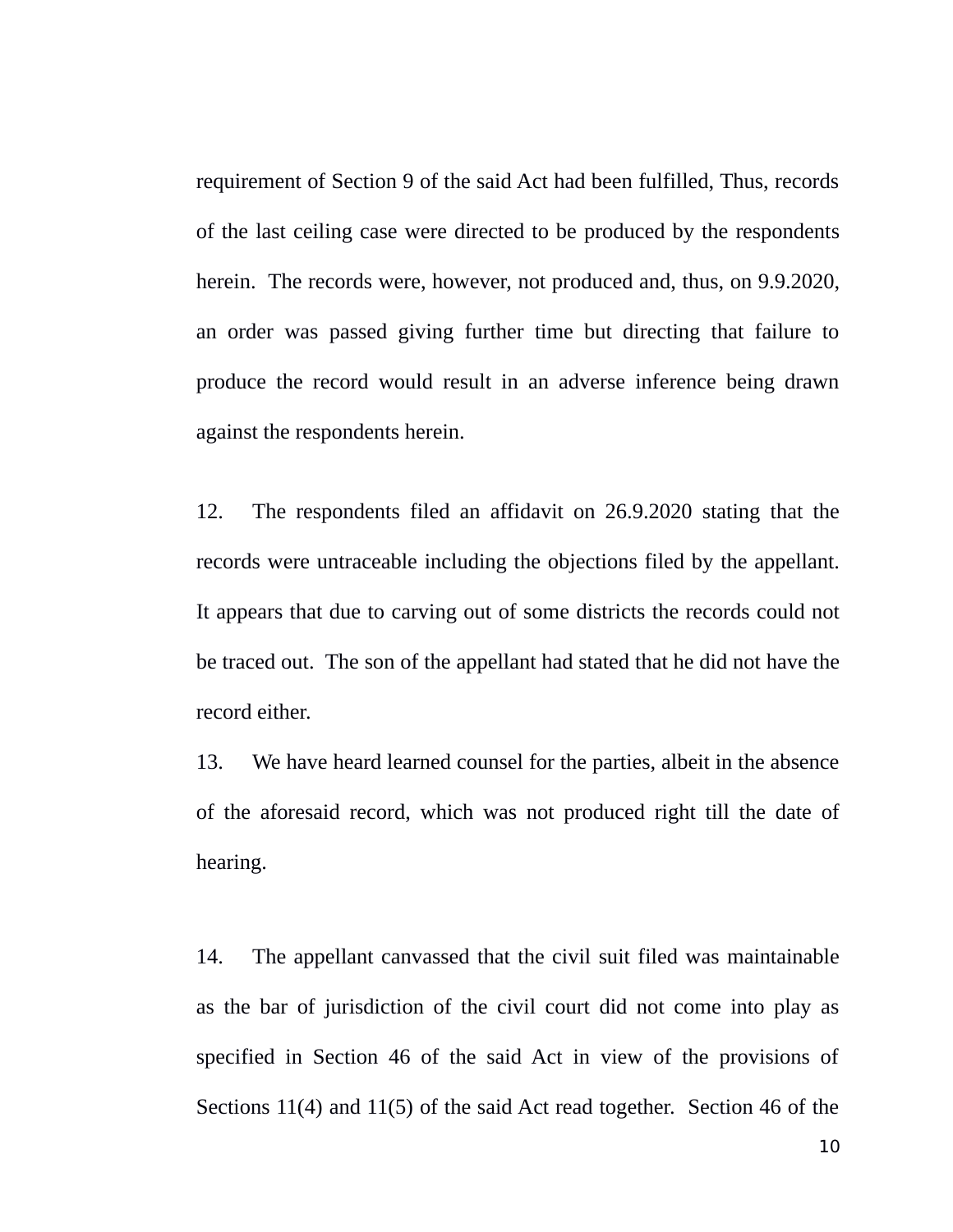requirement of Section 9 of the said Act had been fulfilled, Thus, records of the last ceiling case were directed to be produced by the respondents herein. The records were, however, not produced and, thus, on 9.9.2020, an order was passed giving further time but directing that failure to produce the record would result in an adverse inference being drawn against the respondents herein.

12. The respondents filed an affidavit on 26.9.2020 stating that the records were untraceable including the objections filed by the appellant. It appears that due to carving out of some districts the records could not be traced out. The son of the appellant had stated that he did not have the record either.

13. We have heard learned counsel for the parties, albeit in the absence of the aforesaid record, which was not produced right till the date of hearing.

14. The appellant canvassed that the civil suit filed was maintainable as the bar of jurisdiction of the civil court did not come into play as specified in Section 46 of the said Act in view of the provisions of Sections 11(4) and 11(5) of the said Act read together. Section 46 of the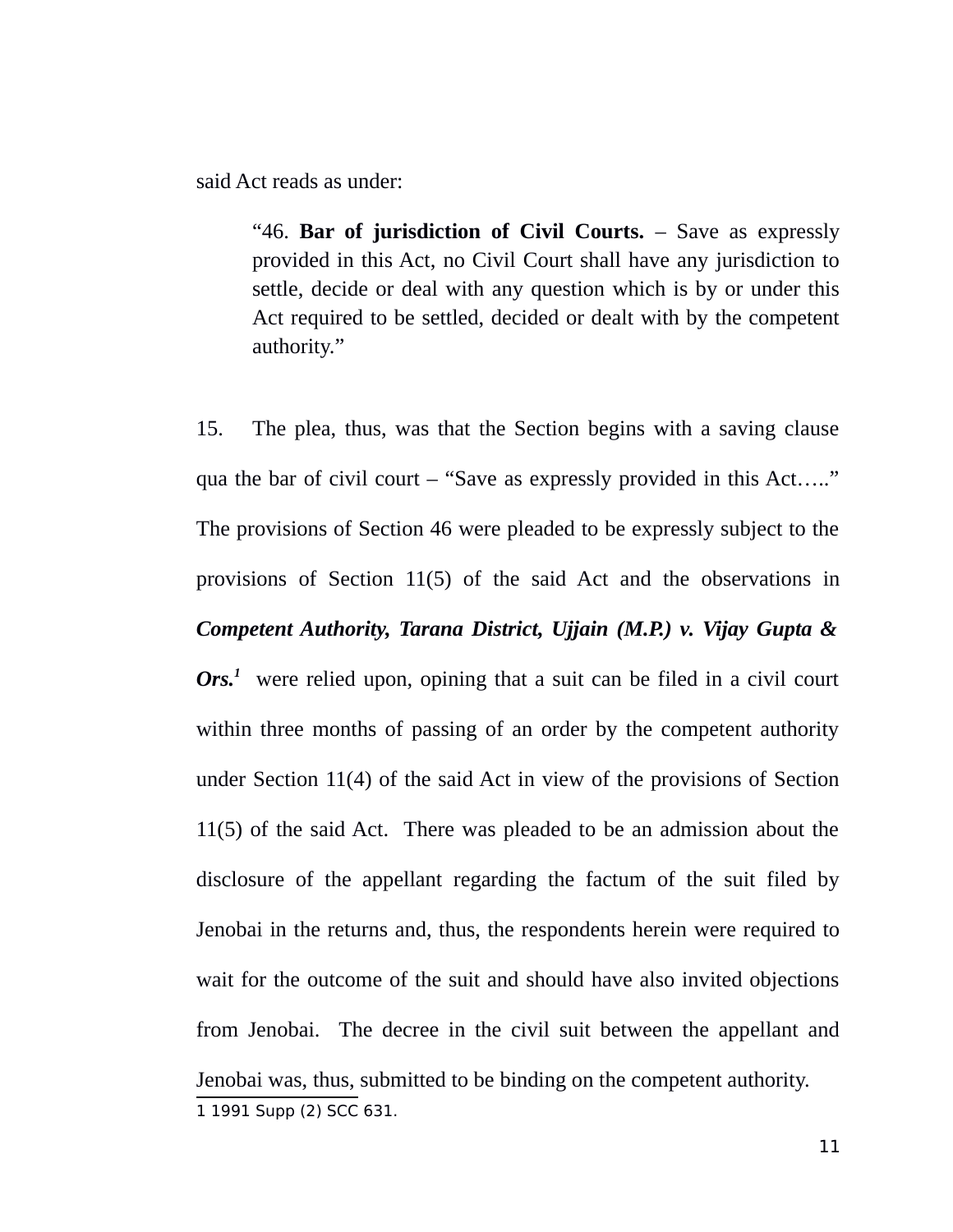said Act reads as under:

> "46. **Bar of jurisdiction of Civil Courts.** – Save as expressly provided in this Act, no Civil Court shall have any jurisdiction to settle, decide or deal with any question which is by or under this Act required to be settled, decided or dealt with by the competent authority."

15. The plea, thus, was that the Section begins with a saving clause qua the bar of civil court – "Save as expressly provided in this Act….." The provisions of Section 46 were pleaded to be expressly subject to the provisions of Section 11(5) of the said Act and the observations in ***Competent Authority, Tarana District, Ujjain (M.P.) v. Vijay Gupta & Ors.***[1] were relied upon, opining that a suit can be filed in a civil court within three months of passing of an order by the competent authority under Section 11(4) of the said Act in view of the provisions of Section 11(5) of the said Act. There was pleaded to be an admission about the disclosure of the appellant regarding the factum of the suit filed by Jenobai in the returns and, thus, the respondents herein were required to wait for the outcome of the suit and should have also invited objections from Jenobai. The decree in the civil suit between the appellant and Jenobai was, thus, submitted to be binding on the competent authority.

---

1 1991 Supp (2) SCC 631.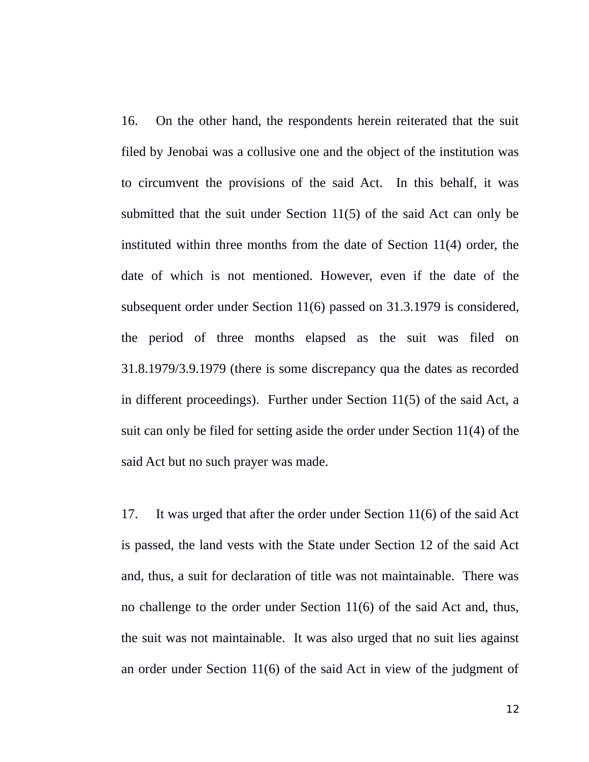16. On the other hand, the respondents herein reiterated that the suit filed by Jenobai was a collusive one and the object of the institution was to circumvent the provisions of the said Act. In this behalf, it was submitted that the suit under Section 11(5) of the said Act can only be instituted within three months from the date of Section 11(4) order, the date of which is not mentioned. However, even if the date of the subsequent order under Section 11(6) passed on 31.3.1979 is considered, the period of three months elapsed as the suit was filed on 31.8.1979/3.9.1979 (there is some discrepancy qua the dates as recorded in different proceedings). Further under Section 11(5) of the said Act, a suit can only be filed for setting aside the order under Section 11(4) of the said Act but no such prayer was made.

17. It was urged that after the order under Section 11(6) of the said Act is passed, the land vests with the State under Section 12 of the said Act and, thus, a suit for declaration of title was not maintainable. There was no challenge to the order under Section 11(6) of the said Act and, thus, the suit was not maintainable. It was also urged that no suit lies against an order under Section 11(6) of the said Act in view of the judgment of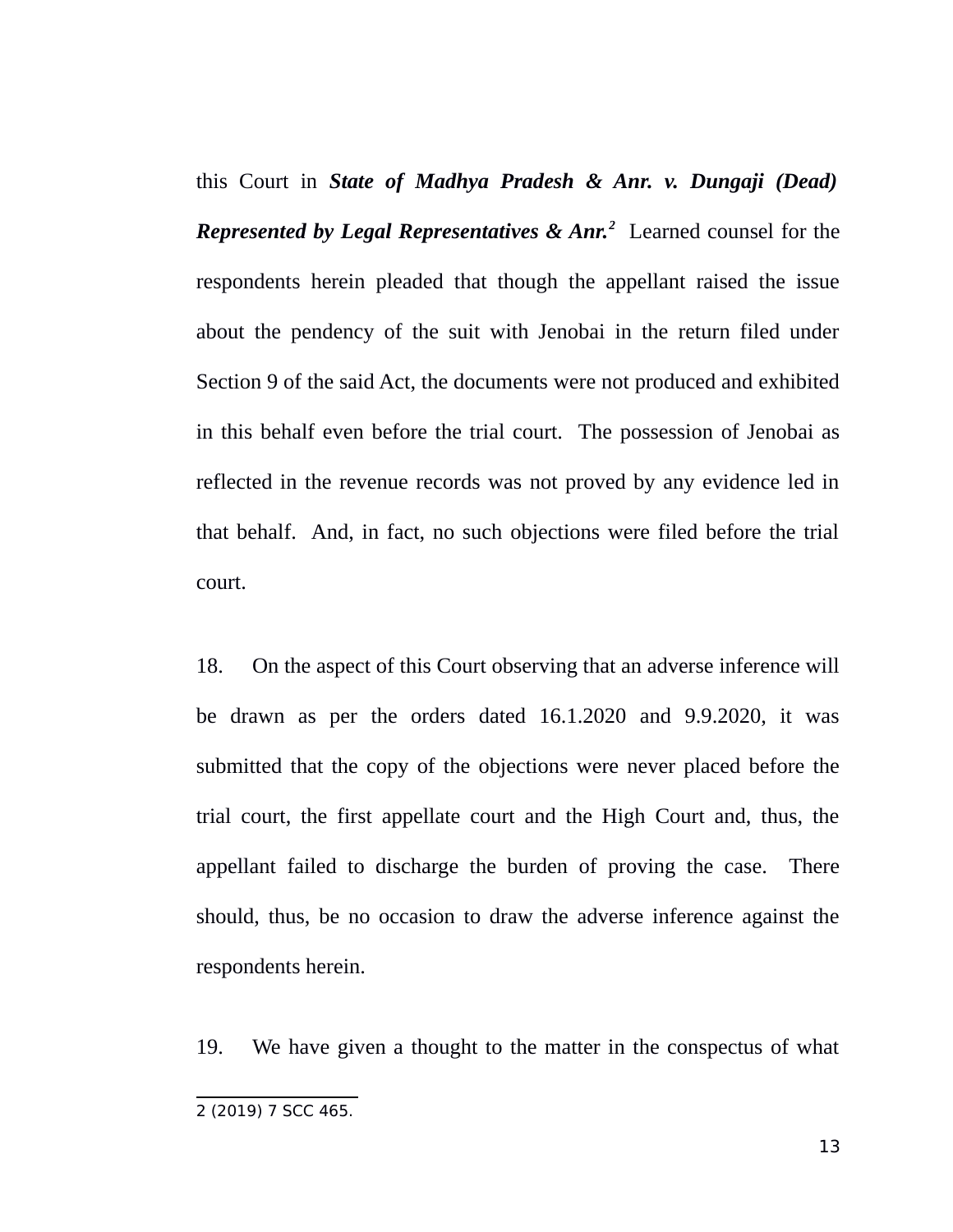this Court in ***State of Madhya Pradesh & Anr. v. Dungaji (Dead) Represented by Legal Representatives & Anr.***[2] Learned counsel for the respondents herein pleaded that though the appellant raised the issue about the pendency of the suit with Jenobai in the return filed under Section 9 of the said Act, the documents were not produced and exhibited in this behalf even before the trial court. The possession of Jenobai as reflected in the revenue records was not proved by any evidence led in that behalf. And, in fact, no such objections were filed before the trial court.

18. On the aspect of this Court observing that an adverse inference will be drawn as per the orders dated 16.1.2020 and 9.9.2020, it was submitted that the copy of the objections were never placed before the trial court, the first appellate court and the High Court and, thus, the appellant failed to discharge the burden of proving the case. There should, thus, be no occasion to draw the adverse inference against the respondents herein.

19. We have given a thought to the matter in the conspectus of what

---

2 (2019) 7 SCC 465.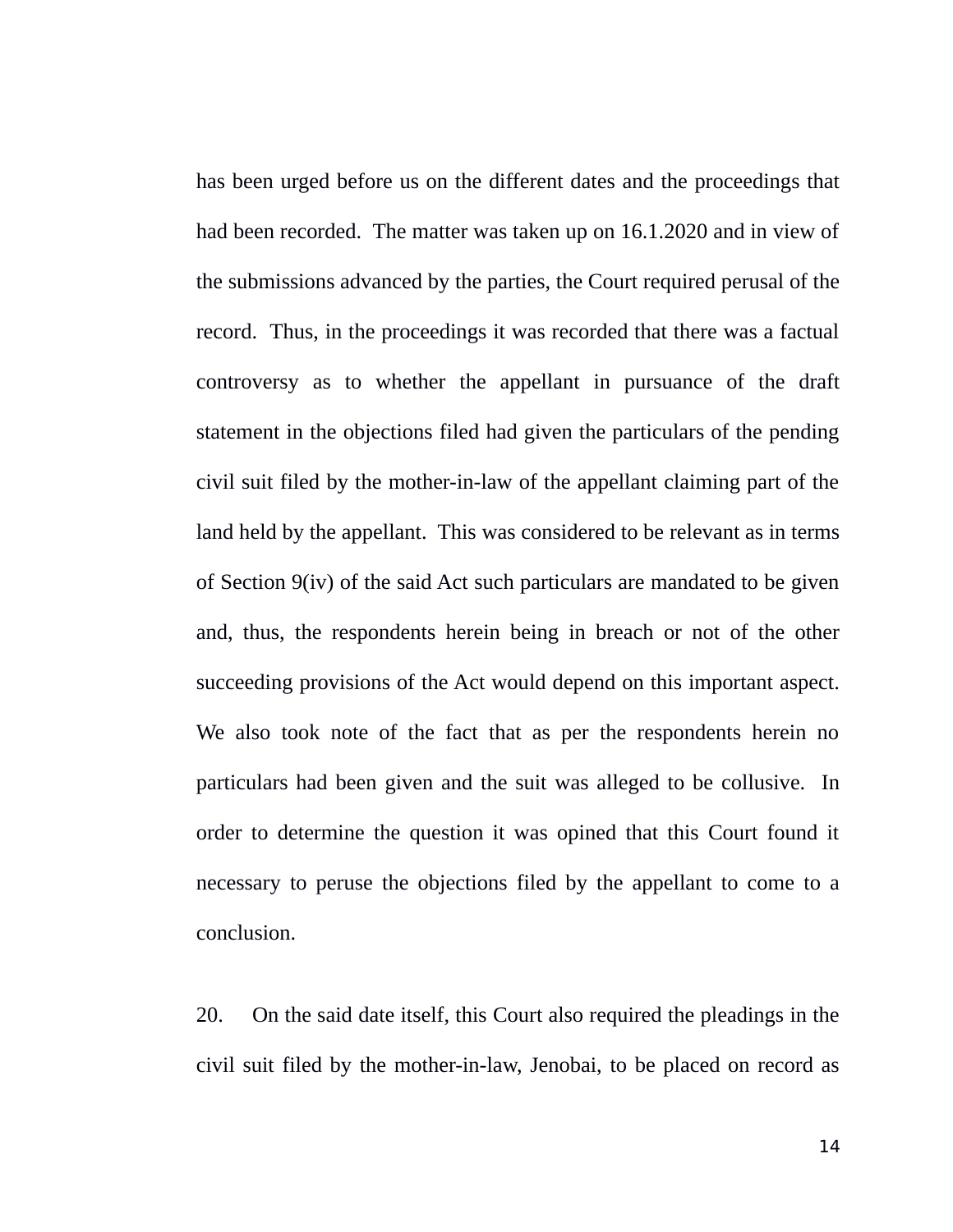has been urged before us on the different dates and the proceedings that had been recorded. The matter was taken up on 16.1.2020 and in view of the submissions advanced by the parties, the Court required perusal of the record. Thus, in the proceedings it was recorded that there was a factual controversy as to whether the appellant in pursuance of the draft statement in the objections filed had given the particulars of the pending civil suit filed by the mother-in-law of the appellant claiming part of the land held by the appellant. This was considered to be relevant as in terms of Section 9(iv) of the said Act such particulars are mandated to be given and, thus, the respondents herein being in breach or not of the other succeeding provisions of the Act would depend on this important aspect. We also took note of the fact that as per the respondents herein no particulars had been given and the suit was alleged to be collusive. In order to determine the question it was opined that this Court found it necessary to peruse the objections filed by the appellant to come to a conclusion.

20. On the said date itself, this Court also required the pleadings in the civil suit filed by the mother-in-law, Jenobai, to be placed on record as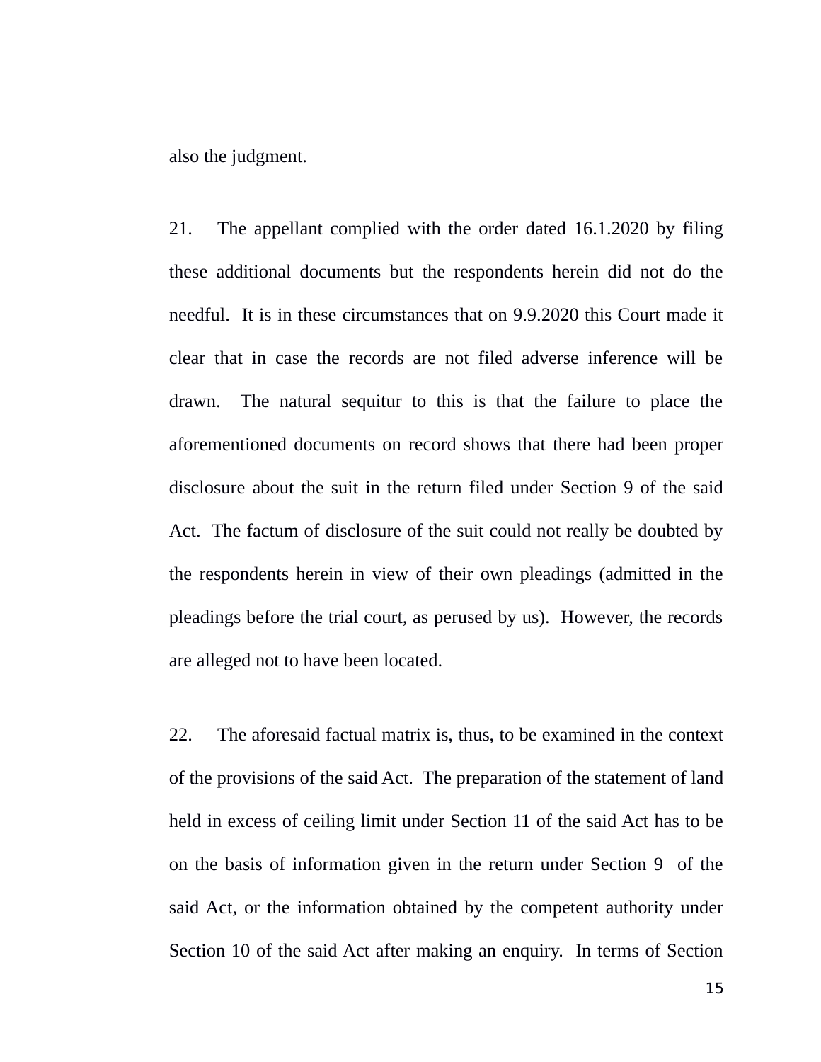also the judgment.

21. The appellant complied with the order dated 16.1.2020 by filing these additional documents but the respondents herein did not do the needful. It is in these circumstances that on 9.9.2020 this Court made it clear that in case the records are not filed adverse inference will be drawn. The natural sequitur to this is that the failure to place the aforementioned documents on record shows that there had been proper disclosure about the suit in the return filed under Section 9 of the said Act. The factum of disclosure of the suit could not really be doubted by the respondents herein in view of their own pleadings (admitted in the pleadings before the trial court, as perused by us). However, the records are alleged not to have been located.

22. The aforesaid factual matrix is, thus, to be examined in the context of the provisions of the said Act. The preparation of the statement of land held in excess of ceiling limit under Section 11 of the said Act has to be on the basis of information given in the return under Section 9 of the said Act, or the information obtained by the competent authority under Section 10 of the said Act after making an enquiry. In terms of Section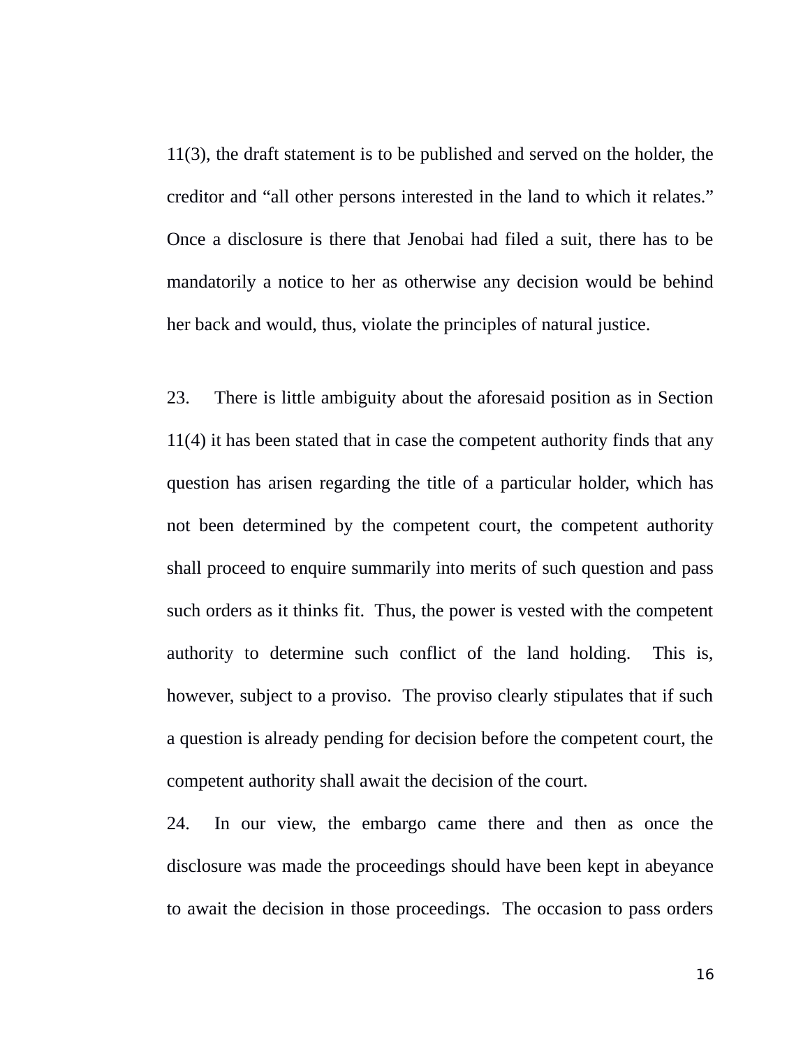11(3), the draft statement is to be published and served on the holder, the creditor and "all other persons interested in the land to which it relates." Once a disclosure is there that Jenobai had filed a suit, there has to be mandatorily a notice to her as otherwise any decision would be behind her back and would, thus, violate the principles of natural justice.

23. There is little ambiguity about the aforesaid position as in Section 11(4) it has been stated that in case the competent authority finds that any question has arisen regarding the title of a particular holder, which has not been determined by the competent court, the competent authority shall proceed to enquire summarily into merits of such question and pass such orders as it thinks fit. Thus, the power is vested with the competent authority to determine such conflict of the land holding. This is, however, subject to a proviso. The proviso clearly stipulates that if such a question is already pending for decision before the competent court, the competent authority shall await the decision of the court.

24. In our view, the embargo came there and then as once the disclosure was made the proceedings should have been kept in abeyance to await the decision in those proceedings. The occasion to pass orders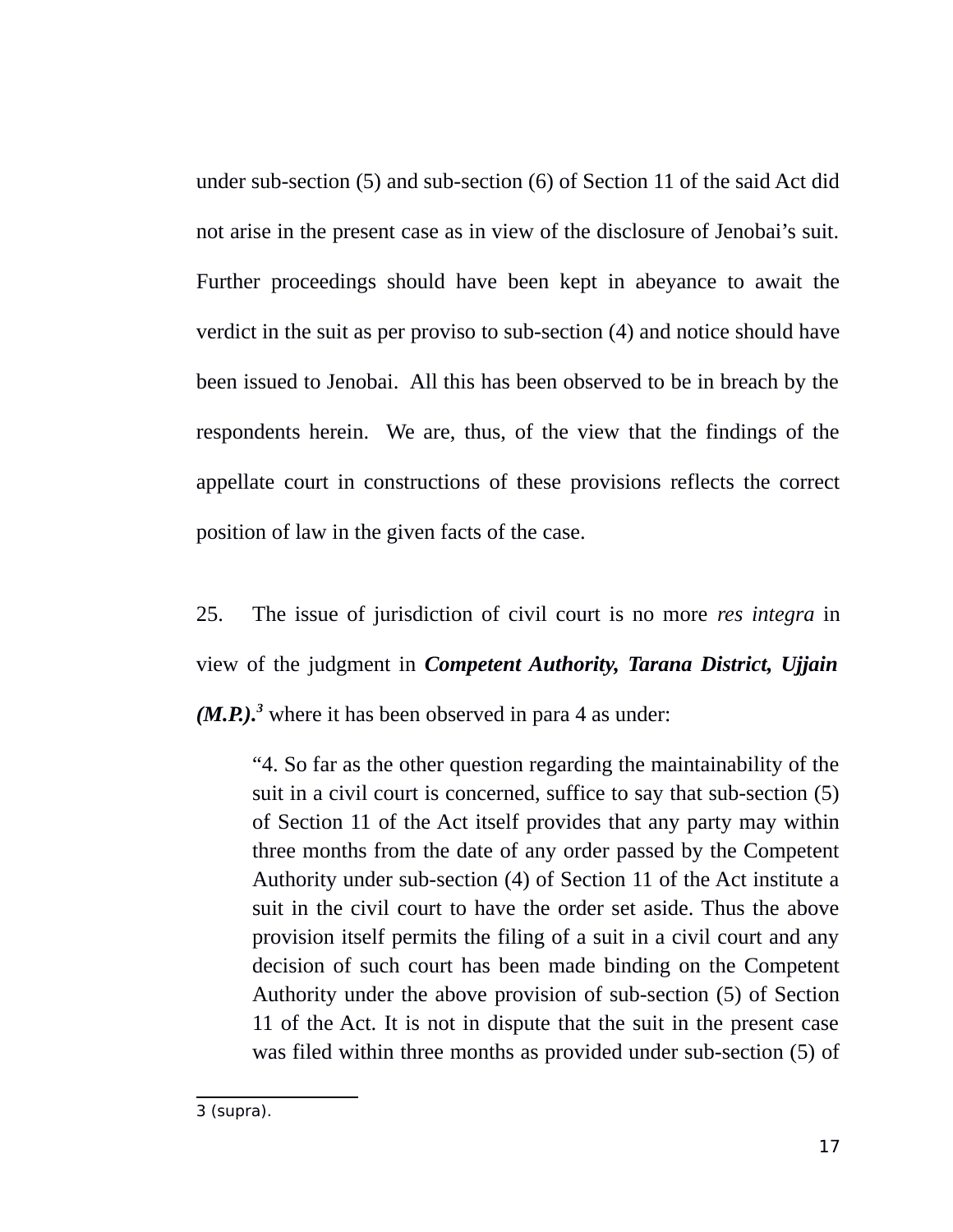under sub-section (5) and sub-section (6) of Section 11 of the said Act did not arise in the present case as in view of the disclosure of Jenobai's suit. Further proceedings should have been kept in abeyance to await the verdict in the suit as per proviso to sub-section (4) and notice should have been issued to Jenobai. All this has been observed to be in breach by the respondents herein. We are, thus, of the view that the findings of the appellate court in constructions of these provisions reflects the correct position of law in the given facts of the case.

25. The issue of jurisdiction of civil court is no more *res integra* in view of the judgment in ***Competent Authority, Tarana District, Ujjain (M.P.).***[3] where it has been observed in para 4 as under:

> "4. So far as the other question regarding the maintainability of the suit in a civil court is concerned, suffice to say that sub-section (5) of Section 11 of the Act itself provides that any party may within three months from the date of any order passed by the Competent Authority under sub-section (4) of Section 11 of the Act institute a suit in the civil court to have the order set aside. Thus the above provision itself permits the filing of a suit in a civil court and any decision of such court has been made binding on the Competent Authority under the above provision of sub-section (5) of Section 11 of the Act. It is not in dispute that the suit in the present case was filed within three months as provided under sub-section (5) of

---

3 (supra).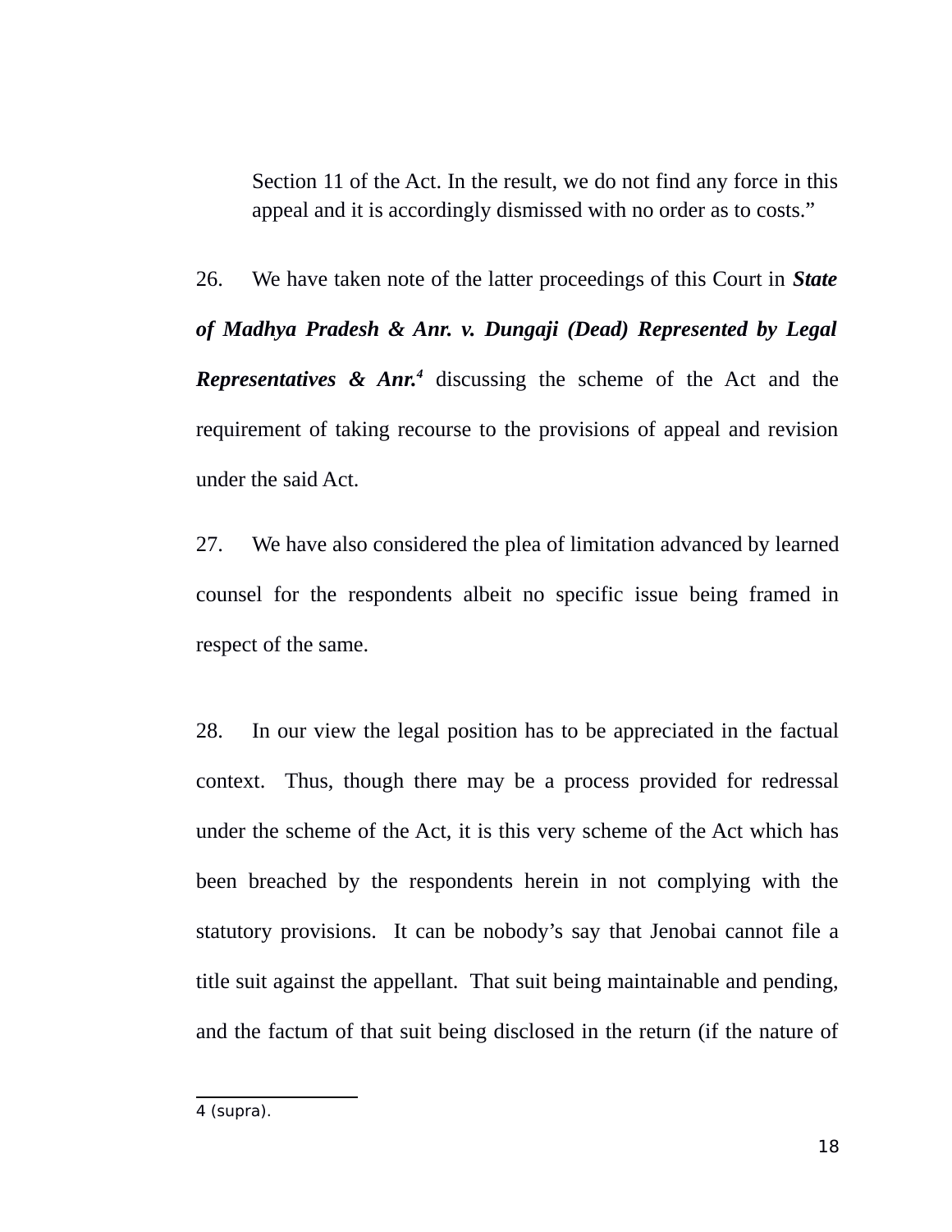> Section 11 of the Act. In the result, we do not find any force in this appeal and it is accordingly dismissed with no order as to costs."

26. We have taken note of the latter proceedings of this Court in ***State of Madhya Pradesh & Anr. v. Dungaji (Dead) Represented by Legal Representatives & Anr.***[4] discussing the scheme of the Act and the requirement of taking recourse to the provisions of appeal and revision under the said Act.

27. We have also considered the plea of limitation advanced by learned counsel for the respondents albeit no specific issue being framed in respect of the same.

28. In our view the legal position has to be appreciated in the factual context. Thus, though there may be a process provided for redressal under the scheme of the Act, it is this very scheme of the Act which has been breached by the respondents herein in not complying with the statutory provisions. It can be nobody's say that Jenobai cannot file a title suit against the appellant. That suit being maintainable and pending, and the factum of that suit being disclosed in the return (if the nature of

---

4 (supra).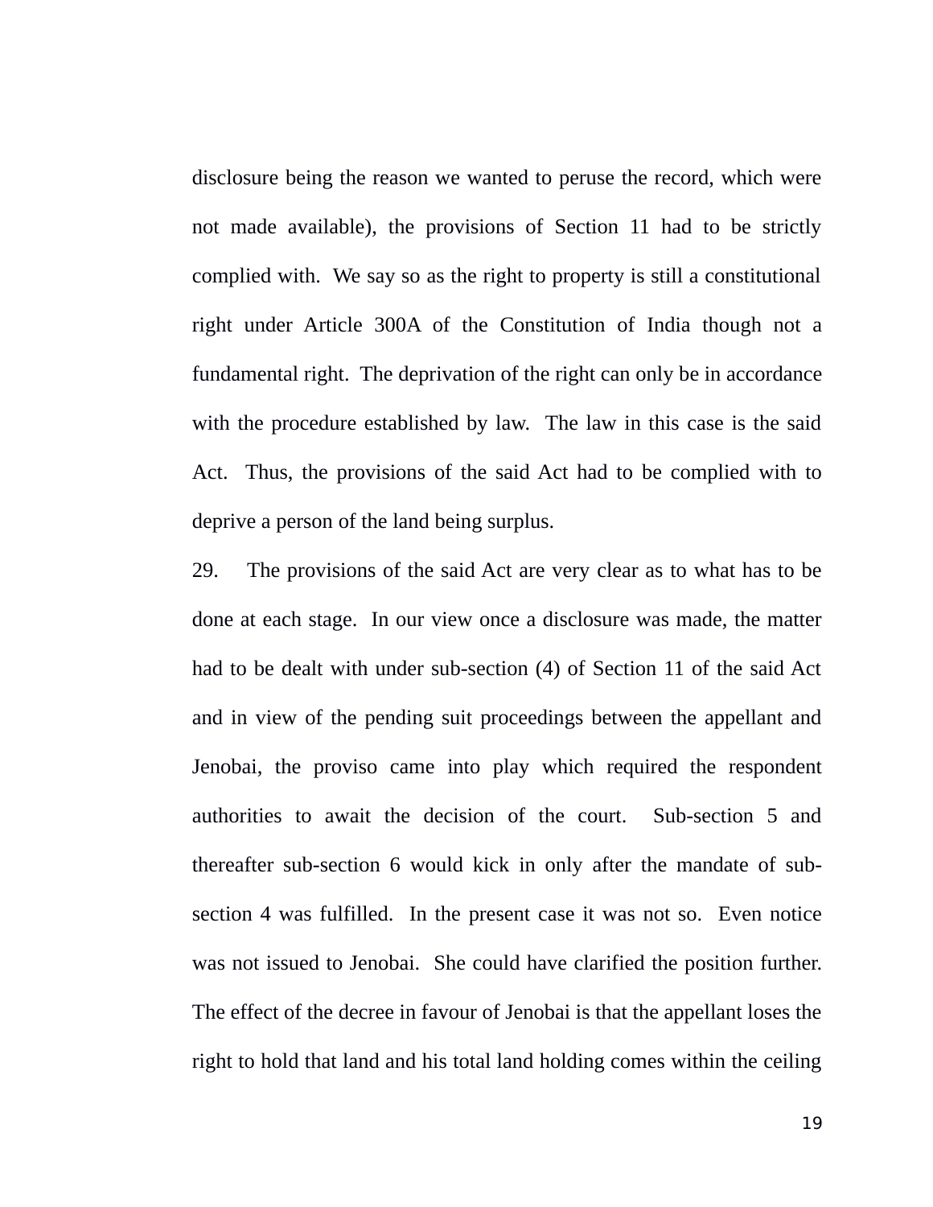disclosure being the reason we wanted to peruse the record, which were not made available), the provisions of Section 11 had to be strictly complied with. We say so as the right to property is still a constitutional right under Article 300A of the Constitution of India though not a fundamental right. The deprivation of the right can only be in accordance with the procedure established by law. The law in this case is the said Act. Thus, the provisions of the said Act had to be complied with to deprive a person of the land being surplus.

29. The provisions of the said Act are very clear as to what has to be done at each stage. In our view once a disclosure was made, the matter had to be dealt with under sub-section (4) of Section 11 of the said Act and in view of the pending suit proceedings between the appellant and Jenobai, the proviso came into play which required the respondent authorities to await the decision of the court. Sub-section 5 and thereafter sub-section 6 would kick in only after the mandate of sub-section 4 was fulfilled. In the present case it was not so. Even notice was not issued to Jenobai. She could have clarified the position further. The effect of the decree in favour of Jenobai is that the appellant loses the right to hold that land and his total land holding comes within the ceiling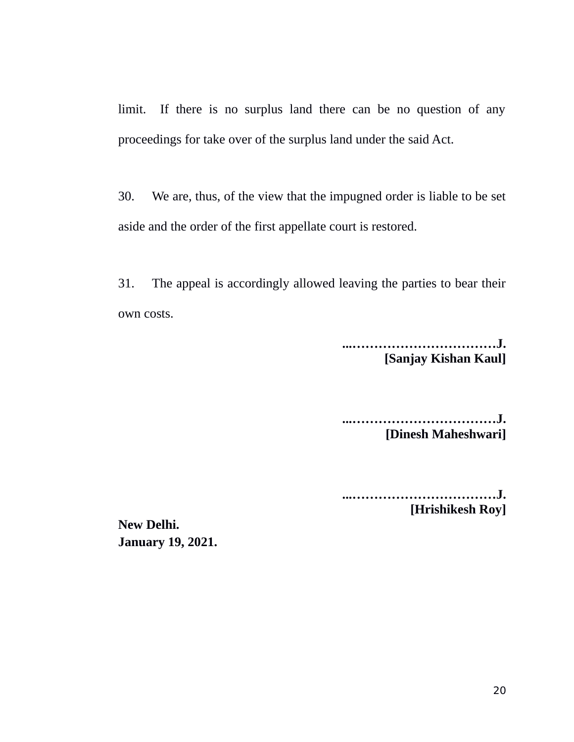limit. If there is no surplus land there can be no question of any proceedings for take over of the surplus land under the said Act.

30. We are, thus, of the view that the impugned order is liable to be set aside and the order of the first appellate court is restored.

31. The appeal is accordingly allowed leaving the parties to bear their own costs.

**...……………………………J.**
**[Sanjay Kishan Kaul]**

**...……………………………J.**
**[Dinesh Maheshwari]**

**...……………………………J.**
**[Hrishikesh Roy]**

**New Delhi.**
**January 19, 2021.**